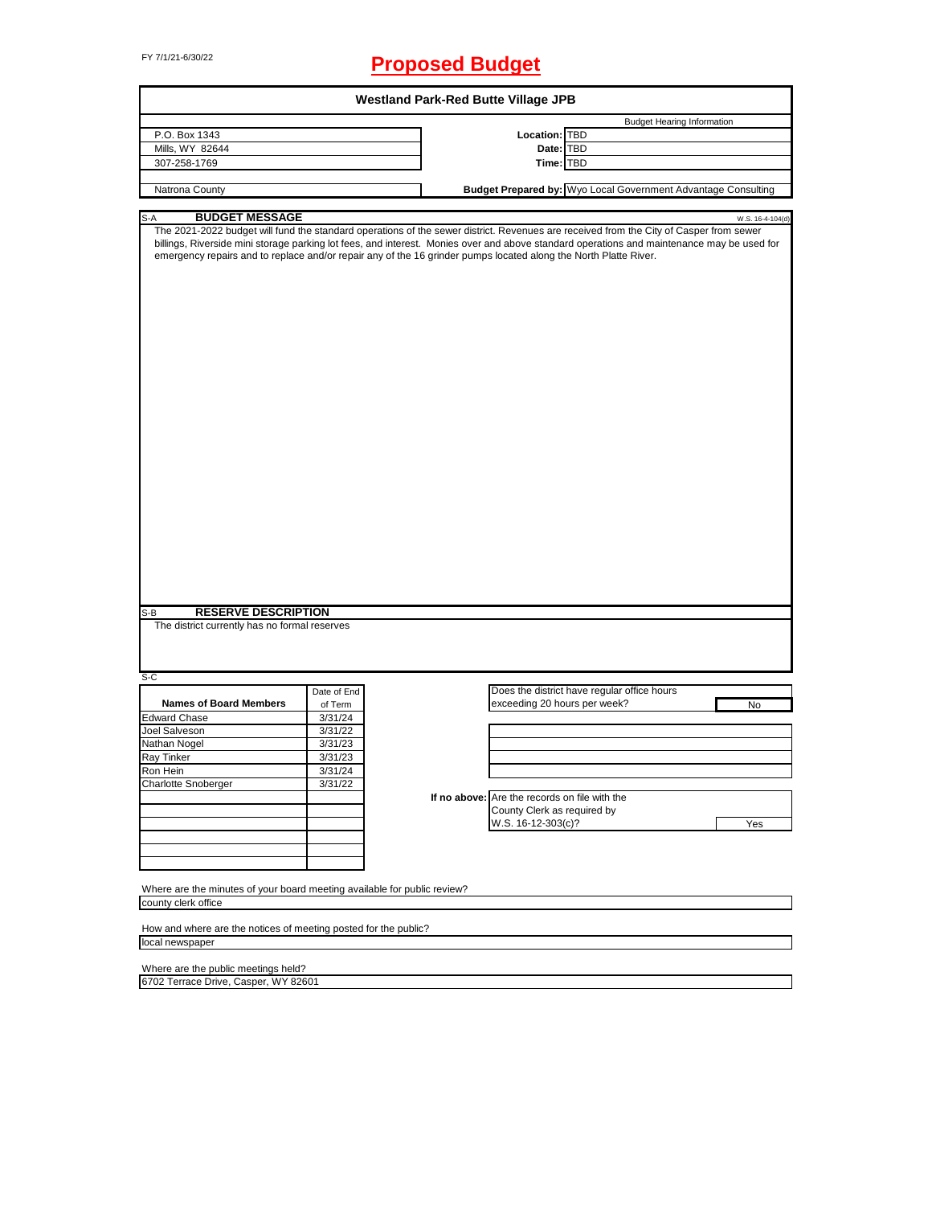FY 7/1/21-6/30/22

# Proposed Budget

## Westland Park-Red Butte Village JPB

| | | |
|---|---|---|
| P.O. Box 1343 | | Budget Hearing Information |
| Mills, WY 82644 | **Location:** | TBD |
| 307-258-1769 | **Date:** | TBD |
| | **Time:** | TBD |
| Natrona County | **Budget Prepared by:** | Wyo Local Government Advantage Consulting |

S-A **BUDGET MESSAGE** W.S. 16-4-104(d)

The 2021-2022 budget will fund the standard operations of the sewer district. Revenues are received from the City of Casper from sewer billings, Riverside mini storage parking lot fees, and interest. Monies over and above standard operations and maintenance may be used for emergency repairs and to replace and/or repair any of the 16 grinder pumps located along the North Platte River.

S-B **RESERVE DESCRIPTION**

The district currently has no formal reserves

S-C

| Names of Board Members | Date of End of Term |
|---|---|
| Edward Chase | 3/31/24 |
| Joel Salveson | 3/31/22 |
| Nathan Nogel | 3/31/23 |
| Ray Tinker | 3/31/23 |
| Ron Hein | 3/31/24 |
| Charlotte Snoberger | 3/31/22 |

Does the district have regular office hours exceeding 20 hours per week? No

**If no above:** Are the records on file with the County Clerk as required by W.S. 16-12-303(c)? Yes

Where are the minutes of your board meeting available for public review?

county clerk office

How and where are the notices of meeting posted for the public?

local newspaper

Where are the public meetings held?

6702 Terrace Drive, Casper, WY 82601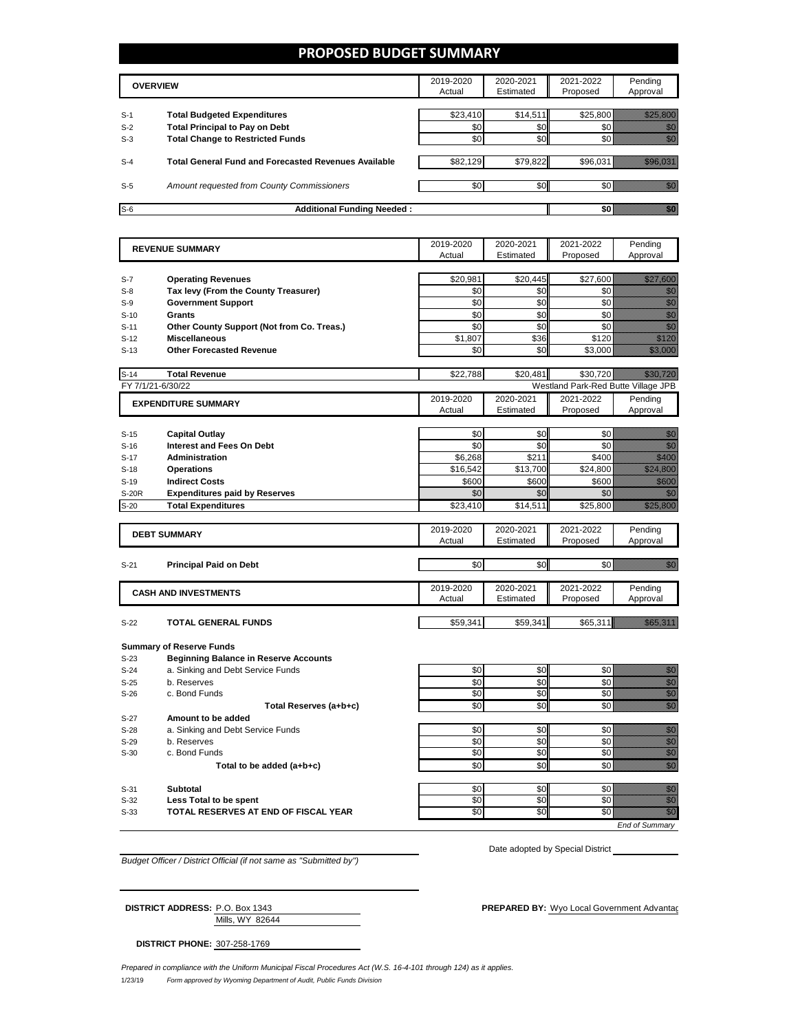# PROPOSED BUDGET SUMMARY

| | OVERVIEW | 2019-2020 Actual | 2020-2021 Estimated | 2021-2022 Proposed | Pending Approval |
|---|---|---|---|---|---|
| S-1 | **Total Budgeted Expenditures** | $23,410 | $14,511 | $25,800 | |
| S-2 | **Total Principal to Pay on Debt** | $0 | $0 | $0 | |
| S-3 | **Total Change to Restricted Funds** | $0 | $0 | $0 | |
| S-4 | **Total General Fund and Forecasted Revenues Available** | $82,129 | $79,822 | $96,031 | |
| S-5 | *Amount requested from County Commissioners* | $0 | $0 | $0 | |
| S-6 | **Additional Funding Needed :** | | | **$0** | |

| | REVENUE SUMMARY | 2019-2020 Actual | 2020-2021 Estimated | 2021-2022 Proposed | Pending Approval |
|---|---|---|---|---|---|
| S-7 | **Operating Revenues** | $20,981 | $20,445 | $27,600 | |
| S-8 | **Tax levy (From the County Treasurer)** | $0 | $0 | $0 | |
| S-9 | **Government Support** | $0 | $0 | $0 | |
| S-10 | **Grants** | $0 | $0 | $0 | |
| S-11 | **Other County Support (Not from Co. Treas.)** | $0 | $0 | $0 | |
| S-12 | **Miscellaneous** | $1,807 | $36 | $120 | |
| S-13 | **Other Forecasted Revenue** | $0 | $0 | $3,000 | |
| S-14 | **Total Revenue** | $22,788 | $20,481 | $30,720 | |

FY 7/1/21-6/30/22 — Westland Park-Red Butte Village JPB

| | EXPENDITURE SUMMARY | 2019-2020 Actual | 2020-2021 Estimated | 2021-2022 Proposed | Pending Approval |
|---|---|---|---|---|---|
| S-15 | **Capital Outlay** | $0 | $0 | $0 | |
| S-16 | **Interest and Fees On Debt** | $0 | $0 | $0 | |
| S-17 | **Administration** | $6,268 | $211 | $400 | |
| S-18 | **Operations** | $16,542 | $13,700 | $24,800 | |
| S-19 | **Indirect Costs** | $600 | $600 | $600 | |
| S-20R | **Expenditures paid by Reserves** | $0 | $0 | $0 | |
| S-20 | **Total Expenditures** | $23,410 | $14,511 | $25,800 | |

| | DEBT SUMMARY | 2019-2020 Actual | 2020-2021 Estimated | 2021-2022 Proposed | Pending Approval |
|---|---|---|---|---|---|
| S-21 | **Principal Paid on Debt** | $0 | $0 | $0 | |

| | CASH AND INVESTMENTS | 2019-2020 Actual | 2020-2021 Estimated | 2021-2022 Proposed | Pending Approval |
|---|---|---|---|---|---|
| S-22 | **TOTAL GENERAL FUNDS** | $59,341 | $59,341 | $65,311 | |

**Summary of Reserve Funds**

| | | 2019-2020 | 2020-2021 | 2021-2022 | Pending |
|---|---|---|---|---|---|
| S-23 | **Beginning Balance in Reserve Accounts** | | | | |
| S-24 | a. Sinking and Debt Service Funds | $0 | $0 | $0 | |
| S-25 | b. Reserves | $0 | $0 | $0 | |
| S-26 | c. Bond Funds | $0 | $0 | $0 | |
| | **Total Reserves (a+b+c)** | $0 | $0 | $0 | |
| S-27 | **Amount to be added** | | | | |
| S-28 | a. Sinking and Debt Service Funds | $0 | $0 | $0 | |
| S-29 | b. Reserves | $0 | $0 | $0 | |
| S-30 | c. Bond Funds | $0 | $0 | $0 | |
| | **Total to be added (a+b+c)** | $0 | $0 | $0 | |
| S-31 | **Subtotal** | $0 | $0 | $0 | |
| S-32 | **Less Total to be spent** | $0 | $0 | $0 | |
| S-33 | **TOTAL RESERVES AT END OF FISCAL YEAR** | $0 | $0 | $0 | |

*End of Summary*

*Budget Officer / District Official (if not same as "Submitted by")*

Date adopted by Special District

**DISTRICT ADDRESS:** P.O. Box 1343, Mills, WY 82644

**PREPARED BY:** Wyo Local Government Advantag

**DISTRICT PHONE:** 307-258-1769

*Prepared in compliance with the Uniform Municipal Fiscal Procedures Act (W.S. 16-4-101 through 124) as it applies.*

1/23/19 *Form approved by Wyoming Department of Audit, Public Funds Division*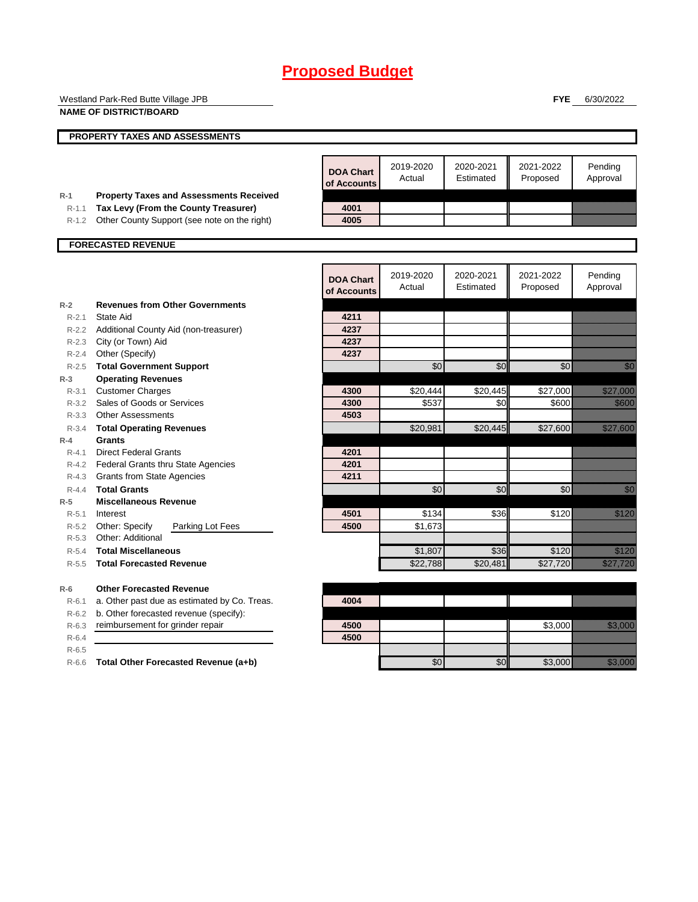# Proposed Budget

Westland Park-Red Butte Village JPB
**NAME OF DISTRICT/BOARD**

**FYE** 6/30/2022

## PROPERTY TAXES AND ASSESSMENTS

| | | DOA Chart of Accounts | 2019-2020 Actual | 2020-2021 Estimated | 2021-2022 Proposed | Pending Approval |
|---|---|---|---|---|---|---|
| R-1 | **Property Taxes and Assessments Received** | | | | | |
| R-1.1 | **Tax Levy (From the County Treasurer)** | 4001 | | | | |
| R-1.2 | Other County Support (see note on the right) | 4005 | | | | |

## FORECASTED REVENUE

| | | DOA Chart of Accounts | 2019-2020 Actual | 2020-2021 Estimated | 2021-2022 Proposed | Pending Approval |
|---|---|---|---|---|---|---|
| R-2 | **Revenues from Other Governments** | | | | | |
| R-2.1 | State Aid | 4211 | | | | |
| R-2.2 | Additional County Aid (non-treasurer) | 4237 | | | | |
| R-2.3 | City (or Town) Aid | 4237 | | | | |
| R-2.4 | Other (Specify) | 4237 | | | | |
| R-2.5 | **Total Government Support** | | $0 | $0 | $0 | $0 |
| R-3 | **Operating Revenues** | | | | | |
| R-3.1 | Customer Charges | 4300 | $20,444 | $20,445 | $27,000 | $27,000 |
| R-3.2 | Sales of Goods or Services | 4300 | $537 | $0 | $600 | $600 |
| R-3.3 | Other Assessments | 4503 | | | | |
| R-3.4 | **Total Operating Revenues** | | $20,981 | $20,445 | $27,600 | $27,600 |
| R-4 | **Grants** | | | | | |
| R-4.1 | Direct Federal Grants | 4201 | | | | |
| R-4.2 | Federal Grants thru State Agencies | 4201 | | | | |
| R-4.3 | Grants from State Agencies | 4211 | | | | |
| R-4.4 | **Total Grants** | | $0 | $0 | $0 | $0 |
| R-5 | **Miscellaneous Revenue** | | | | | |
| R-5.1 | Interest | 4501 | $134 | $36 | $120 | $120 |
| R-5.2 | Other: Specify Parking Lot Fees | 4500 | $1,673 | | | |
| R-5.3 | Other: Additional | | | | | |
| R-5.4 | **Total Miscellaneous** | | $1,807 | $36 | $120 | $120 |
| R-5.5 | **Total Forecasted Revenue** | | $22,788 | $20,481 | $27,720 | $27,720 |
| R-6 | **Other Forecasted Revenue** | | | | | |
| R-6.1 | a. Other past due as estimated by Co. Treas. | 4004 | | | | |
| R-6.2 | b. Other forecasted revenue (specify): | | | | | |
| R-6.3 | reimbursement for grinder repair | 4500 | | | $3,000 | $3,000 |
| R-6.4 | | 4500 | | | | |
| R-6.5 | | | | | | |
| R-6.6 | **Total Other Forecasted Revenue (a+b)** | | $0 | $0 | $3,000 | $3,000 |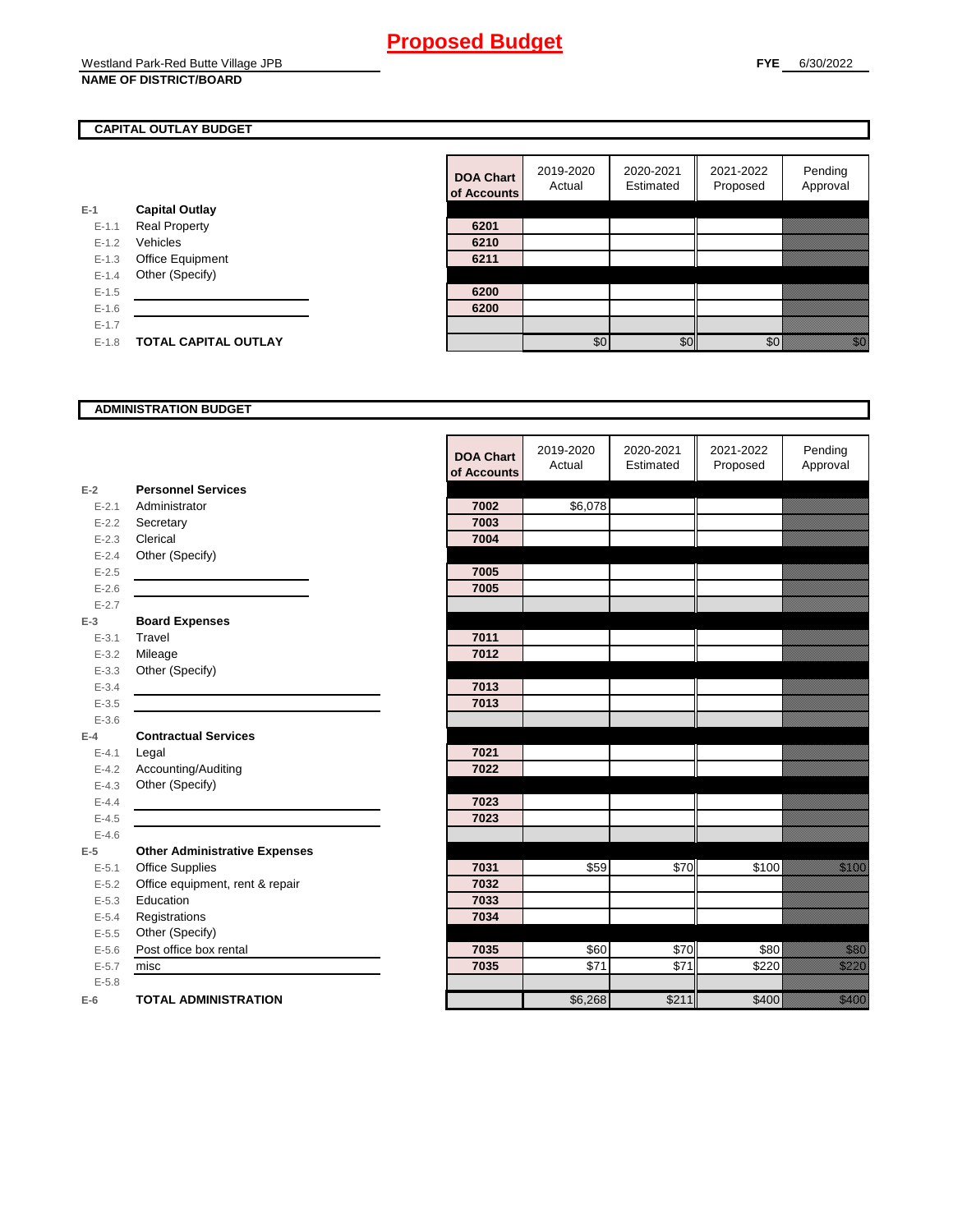# Proposed Budget

Westland Park-Red Butte Village JPB
**NAME OF DISTRICT/BOARD**

**FYE** 6/30/2022

## CAPITAL OUTLAY BUDGET

| | | DOA Chart of Accounts | 2019-2020 Actual | 2020-2021 Estimated | 2021-2022 Proposed | Pending Approval |
|---|---|---|---|---|---|---|
| E-1 | **Capital Outlay** | | | | | |
| E-1.1 | Real Property | 6201 | | | | |
| E-1.2 | Vehicles | 6210 | | | | |
| E-1.3 | Office Equipment | 6211 | | | | |
| E-1.4 | Other (Specify) | | | | | |
| E-1.5 | | 6200 | | | | |
| E-1.6 | | 6200 | | | | |
| E-1.7 | | | | | | |
| E-1.8 | **TOTAL CAPITAL OUTLAY** | | $0 | $0 | $0 | $0 |

## ADMINISTRATION BUDGET

| | | DOA Chart of Accounts | 2019-2020 Actual | 2020-2021 Estimated | 2021-2022 Proposed | Pending Approval |
|---|---|---|---|---|---|---|
| E-2 | **Personnel Services** | | | | | |
| E-2.1 | Administrator | 7002 | $6,078 | | | |
| E-2.2 | Secretary | 7003 | | | | |
| E-2.3 | Clerical | 7004 | | | | |
| E-2.4 | Other (Specify) | | | | | |
| E-2.5 | | 7005 | | | | |
| E-2.6 | | 7005 | | | | |
| E-2.7 | | | | | | |
| E-3 | **Board Expenses** | | | | | |
| E-3.1 | Travel | 7011 | | | | |
| E-3.2 | Mileage | 7012 | | | | |
| E-3.3 | Other (Specify) | | | | | |
| E-3.4 | | 7013 | | | | |
| E-3.5 | | 7013 | | | | |
| E-3.6 | | | | | | |
| E-4 | **Contractual Services** | | | | | |
| E-4.1 | Legal | 7021 | | | | |
| E-4.2 | Accounting/Auditing | 7022 | | | | |
| E-4.3 | Other (Specify) | | | | | |
| E-4.4 | | 7023 | | | | |
| E-4.5 | | 7023 | | | | |
| E-4.6 | | | | | | |
| E-5 | **Other Administrative Expenses** | | | | | |
| E-5.1 | Office Supplies | 7031 | $59 | $70 | $100 | $100 |
| E-5.2 | Office equipment, rent & repair | 7032 | | | | |
| E-5.3 | Education | 7033 | | | | |
| E-5.4 | Registrations | 7034 | | | | |
| E-5.5 | Other (Specify) | | | | | |
| E-5.6 | Post office box rental | 7035 | $60 | $70 | $80 | $80 |
| E-5.7 | misc | 7035 | $71 | $71 | $220 | $220 |
| E-5.8 | | | | | | |
| E-6 | **TOTAL ADMINISTRATION** | | $6,268 | $211 | $400 | $400 |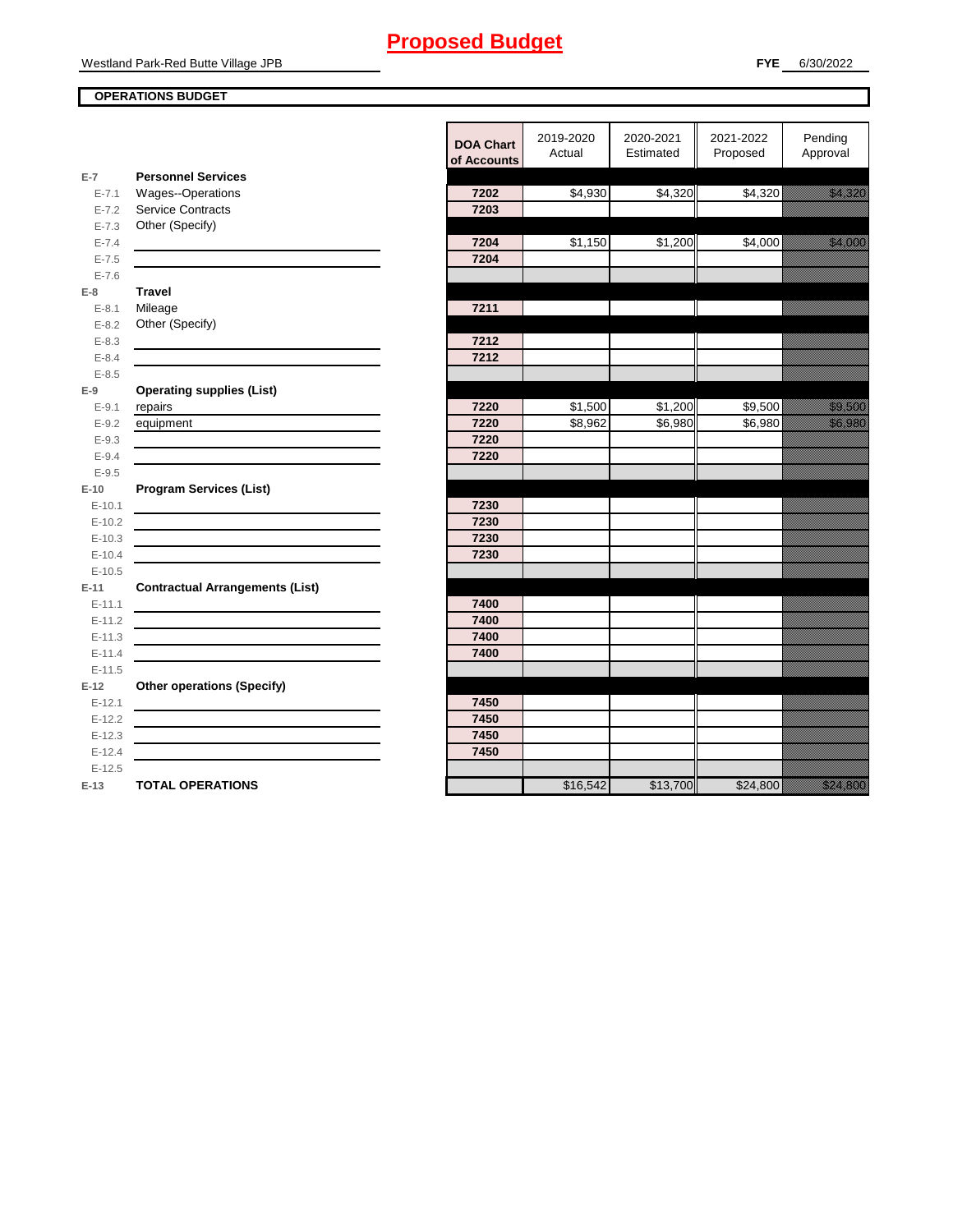# Proposed Budget

Westland Park-Red Butte Village JPB

**FYE** 6/30/2022

**OPERATIONS BUDGET**

| | | DOA Chart of Accounts | 2019-2020 Actual | 2020-2021 Estimated | 2021-2022 Proposed | Pending Approval |
|---|---|---|---|---|---|---|
| **E-7** | **Personnel Services** | | | | | |
| E-7.1 | Wages--Operations | 7202 | $4,930 | $4,320 | $4,320 | $4,320 |
| E-7.2 | Service Contracts | 7203 | | | | |
| E-7.3 | Other (Specify) | | | | | |
| E-7.4 | | 7204 | $1,150 | $1,200 | $4,000 | $4,000 |
| E-7.5 | | 7204 | | | | |
| E-7.6 | | | | | | |
| **E-8** | **Travel** | | | | | |
| E-8.1 | Mileage | 7211 | | | | |
| E-8.2 | Other (Specify) | | | | | |
| E-8.3 | | 7212 | | | | |
| E-8.4 | | 7212 | | | | |
| E-8.5 | | | | | | |
| **E-9** | **Operating supplies (List)** | | | | | |
| E-9.1 | repairs | 7220 | $1,500 | $1,200 | $9,500 | $9,500 |
| E-9.2 | equipment | 7220 | $8,962 | $6,980 | $6,980 | $6,980 |
| E-9.3 | | 7220 | | | | |
| E-9.4 | | 7220 | | | | |
| E-9.5 | | | | | | |
| **E-10** | **Program Services (List)** | | | | | |
| E-10.1 | | 7230 | | | | |
| E-10.2 | | 7230 | | | | |
| E-10.3 | | 7230 | | | | |
| E-10.4 | | 7230 | | | | |
| E-10.5 | | | | | | |
| **E-11** | **Contractual Arrangements (List)** | | | | | |
| E-11.1 | | 7400 | | | | |
| E-11.2 | | 7400 | | | | |
| E-11.3 | | 7400 | | | | |
| E-11.4 | | 7400 | | | | |
| E-11.5 | | | | | | |
| **E-12** | **Other operations (Specify)** | | | | | |
| E-12.1 | | 7450 | | | | |
| E-12.2 | | 7450 | | | | |
| E-12.3 | | 7450 | | | | |
| E-12.4 | | 7450 | | | | |
| E-12.5 | | | | | | |
| **E-13** | **TOTAL OPERATIONS** | | $16,542 | $13,700 | $24,800 | $24,800 |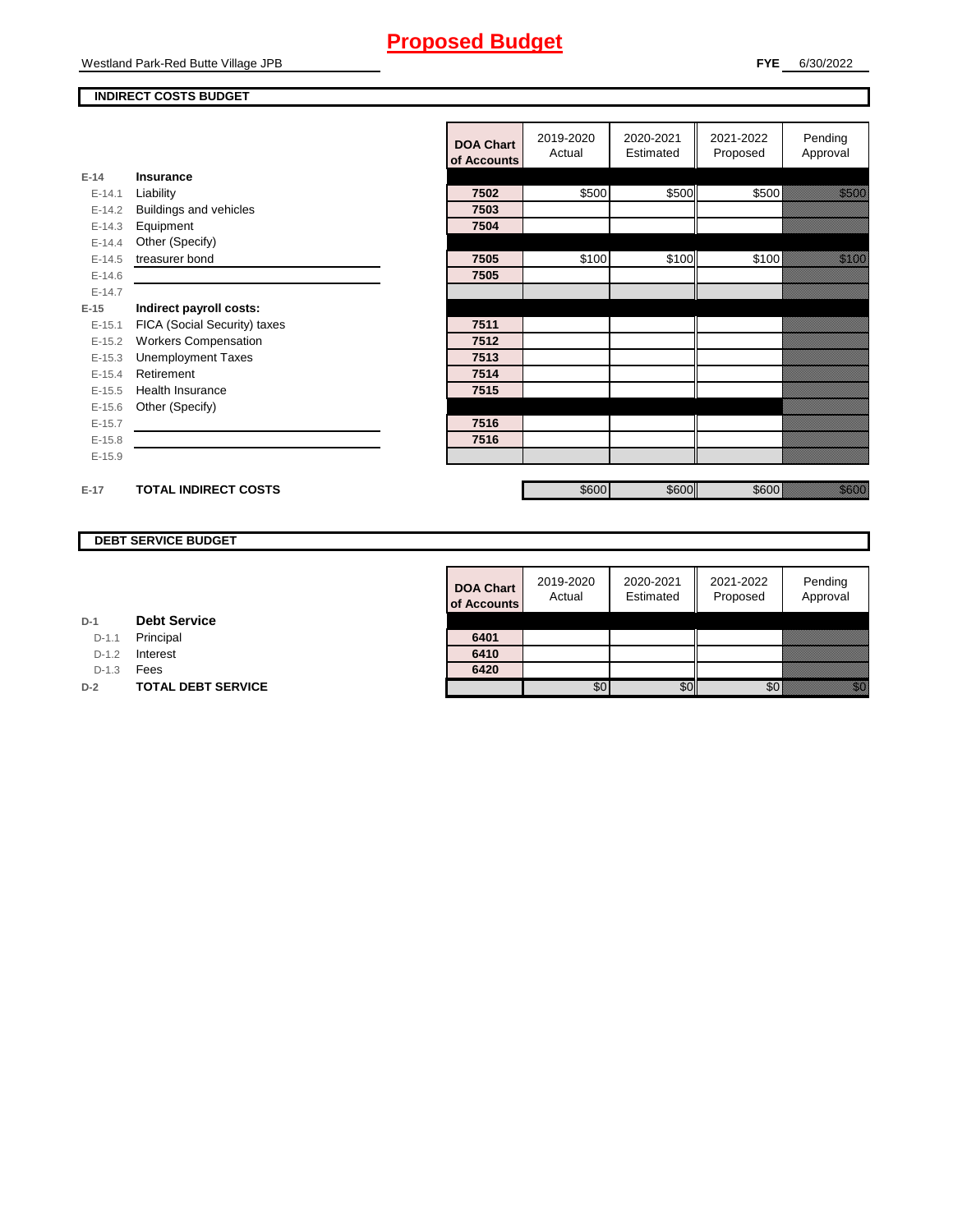# Proposed Budget

Westland Park-Red Butte Village JPB

**FYE** 6/30/2022

**INDIRECT COSTS BUDGET**

| | | DOA Chart of Accounts | 2019-2020 Actual | 2020-2021 Estimated | 2021-2022 Proposed | Pending Approval |
|---|---|---|---|---|---|---|
| E-14 | **Insurance** | | | | | |
| E-14.1 | Liability | 7502 | $500 | $500 | $500 | $500 |
| E-14.2 | Buildings and vehicles | 7503 | | | | |
| E-14.3 | Equipment | 7504 | | | | |
| E-14.4 | Other (Specify) | | | | | |
| E-14.5 | treasurer bond | 7505 | $100 | $100 | $100 | $100 |
| E-14.6 | | 7505 | | | | |
| E-14.7 | | | | | | |
| E-15 | **Indirect payroll costs:** | | | | | |
| E-15.1 | FICA (Social Security) taxes | 7511 | | | | |
| E-15.2 | Workers Compensation | 7512 | | | | |
| E-15.3 | Unemployment Taxes | 7513 | | | | |
| E-15.4 | Retirement | 7514 | | | | |
| E-15.5 | Health Insurance | 7515 | | | | |
| E-15.6 | Other (Specify) | | | | | |
| E-15.7 | | 7516 | | | | |
| E-15.8 | | 7516 | | | | |
| E-15.9 | | | | | | |
| E-17 | **TOTAL INDIRECT COSTS** | | $600 | $600 | $600 | $600 |

**DEBT SERVICE BUDGET**

| | | DOA Chart of Accounts | 2019-2020 Actual | 2020-2021 Estimated | 2021-2022 Proposed | Pending Approval |
|---|---|---|---|---|---|---|
| D-1 | **Debt Service** | | | | | |
| D-1.1 | Principal | 6401 | | | | |
| D-1.2 | Interest | 6410 | | | | |
| D-1.3 | Fees | 6420 | | | | |
| D-2 | **TOTAL DEBT SERVICE** | | $0 | $0 | $0 | $0 |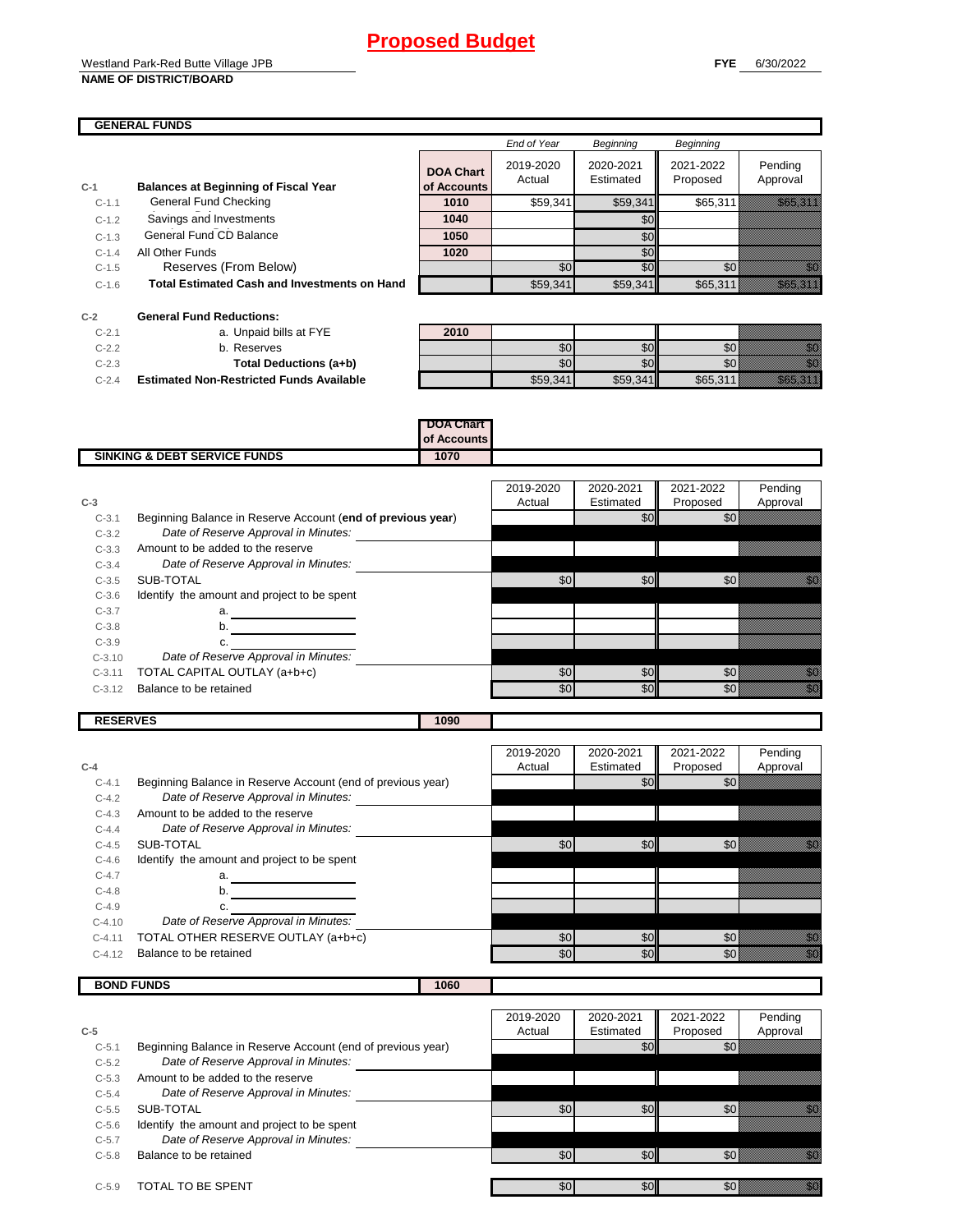# Proposed Budget

Westland Park-Red Butte Village JPB

**NAME OF DISTRICT/BOARD**

**FYE** 6/30/2022

## GENERAL FUNDS

| | | DOA Chart of Accounts | End of Year 2019-2020 Actual | Beginning 2020-2021 Estimated | Beginning 2021-2022 Proposed | Pending Approval |
|---|---|---|---|---|---|---|
| C-1 | **Balances at Beginning of Fiscal Year** | | | | | |
| C-1.1 | General Fund Checking | 1010 | $59,341 | $59,341 | $65,311 | $65,311 |
| C-1.2 | Savings and Investments | 1040 | | $0 | | |
| C-1.3 | General Fund CD Balance | 1050 | | $0 | | |
| C-1.4 | All Other Funds | 1020 | | $0 | | |
| C-1.5 | Reserves (From Below) | | $0 | $0 | $0 | $0 |
| C-1.6 | **Total Estimated Cash and Investments on Hand** | | $59,341 | $59,341 | $65,311 | $65,311 |
| C-2 | **General Fund Reductions:** | | | | | |
| C-2.1 | a. Unpaid bills at FYE | 2010 | | | | |
| C-2.2 | b. Reserves | | $0 | $0 | $0 | $0 |
| C-2.3 | **Total Deductions (a+b)** | | $0 | $0 | $0 | $0 |
| C-2.4 | **Estimated Non-Restricted Funds Available** | | $59,341 | $59,341 | $65,311 | $65,311 |

## SINKING & DEBT SERVICE FUNDS (DOA Chart of Accounts 1070)

| C-3 | | 2019-2020 Actual | 2020-2021 Estimated | 2021-2022 Proposed | Pending Approval |
|---|---|---|---|---|---|
| C-3.1 | Beginning Balance in Reserve Account (**end of previous year**) | | $0 | $0 | |
| C-3.2 | *Date of Reserve Approval in Minutes:* | | | | |
| C-3.3 | Amount to be added to the reserve | | | | |
| C-3.4 | *Date of Reserve Approval in Minutes:* | | | | |
| C-3.5 | SUB-TOTAL | $0 | $0 | $0 | $0 |
| C-3.6 | Identify the amount and project to be spent | | | | |
| C-3.7 | a. | | | | |
| C-3.8 | b. | | | | |
| C-3.9 | c. | | | | |
| C-3.10 | *Date of Reserve Approval in Minutes:* | | | | |
| C-3.11 | TOTAL CAPITAL OUTLAY (a+b+c) | $0 | $0 | $0 | $0 |
| C-3.12 | Balance to be retained | $0 | $0 | $0 | $0 |

## RESERVES (1090)

| C-4 | | 2019-2020 Actual | 2020-2021 Estimated | 2021-2022 Proposed | Pending Approval |
|---|---|---|---|---|---|
| C-4.1 | Beginning Balance in Reserve Account (end of previous year) | | $0 | $0 | |
| C-4.2 | *Date of Reserve Approval in Minutes:* | | | | |
| C-4.3 | Amount to be added to the reserve | | | | |
| C-4.4 | *Date of Reserve Approval in Minutes:* | | | | |
| C-4.5 | SUB-TOTAL | $0 | $0 | $0 | $0 |
| C-4.6 | Identify the amount and project to be spent | | | | |
| C-4.7 | a. | | | | |
| C-4.8 | b. | | | | |
| C-4.9 | c. | | | | |
| C-4.10 | *Date of Reserve Approval in Minutes:* | | | | |
| C-4.11 | TOTAL OTHER RESERVE OUTLAY (a+b+c) | $0 | $0 | $0 | $0 |
| C-4.12 | Balance to be retained | $0 | $0 | $0 | $0 |

## BOND FUNDS (1060)

| C-5 | | 2019-2020 Actual | 2020-2021 Estimated | 2021-2022 Proposed | Pending Approval |
|---|---|---|---|---|---|
| C-5.1 | Beginning Balance in Reserve Account (end of previous year) | | $0 | $0 | |
| C-5.2 | *Date of Reserve Approval in Minutes:* | | | | |
| C-5.3 | Amount to be added to the reserve | | | | |
| C-5.4 | *Date of Reserve Approval in Minutes:* | | | | |
| C-5.5 | SUB-TOTAL | $0 | $0 | $0 | $0 |
| C-5.6 | Identify the amount and project to be spent | | | | |
| C-5.7 | *Date of Reserve Approval in Minutes:* | | | | |
| C-5.8 | Balance to be retained | $0 | $0 | $0 | $0 |
| C-5.9 | TOTAL TO BE SPENT | $0 | $0 | $0 | $0 |